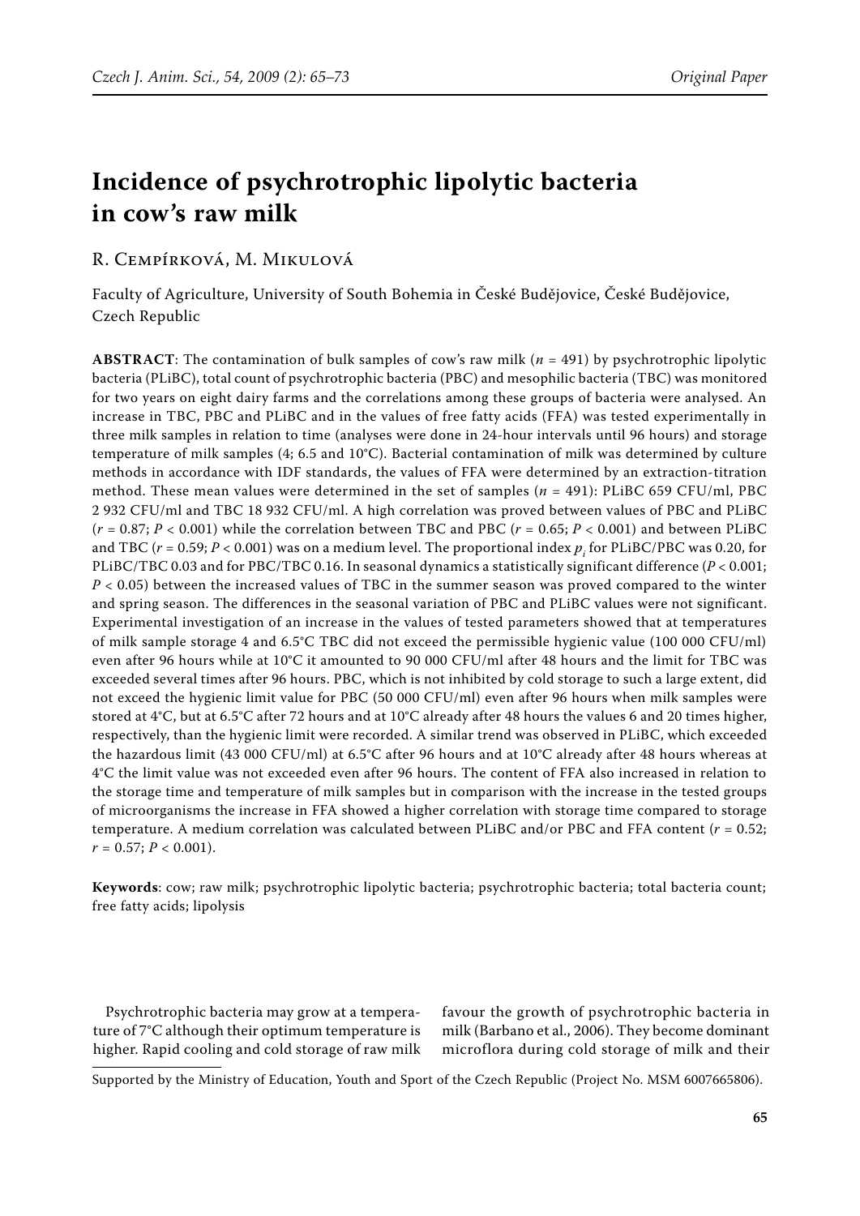# Incidence of psychrotrophic lipolytic bacteria in cow's raw milk

R. Cempírková, M. Mikulová

Faculty of Agriculture, University of South Bohemia in České Budějovice, České Budějovice, Czech Republic

**ABSTRACT**: The contamination of bulk samples of cow's raw milk ($n$ = 491) by psychrotrophic lipolytic bacteria (PLiBC), total count of psychrotrophic bacteria (PBC) and mesophilic bacteria (TBC) was monitored for two years on eight dairy farms and the correlations among these groups of bacteria were analysed. An increase in TBC, PBC and PLiBC and in the values of free fatty acids (FFA) was tested experimentally in three milk samples in relation to time (analyses were done in 24-hour intervals until 96 hours) and storage temperature of milk samples (4; 6.5 and 10°C). Bacterial contamination of milk was determined by culture methods in accordance with IDF standards, the values of FFA were determined by an extraction-titration method. These mean values were determined in the set of samples ($n$ = 491): PLiBC 659 CFU/ml, PBC 2 932 CFU/ml and TBC 18 932 CFU/ml. A high correlation was proved between values of PBC and PLiBC ($r$ = 0.87; $P$ < 0.001) while the correlation between TBC and PBC ($r$ = 0.65; $P$ < 0.001) and between PLiBC and TBC ($r$ = 0.59; $P$ < 0.001) was on a medium level. The proportional index $p_i$ for PLiBC/PBC was 0.20, for PLiBC/TBC 0.03 and for PBC/TBC 0.16. In seasonal dynamics a statistically significant difference ($P$ < 0.001; $P$ < 0.05) between the increased values of TBC in the summer season was proved compared to the winter and spring season. The differences in the seasonal variation of PBC and PLiBC values were not significant. Experimental investigation of an increase in the values of tested parameters showed that at temperatures of milk sample storage 4 and 6.5°C TBC did not exceed the permissible hygienic value (100 000 CFU/ml) even after 96 hours while at 10°C it amounted to 90 000 CFU/ml after 48 hours and the limit for TBC was exceeded several times after 96 hours. PBC, which is not inhibited by cold storage to such a large extent, did not exceed the hygienic limit value for PBC (50 000 CFU/ml) even after 96 hours when milk samples were stored at 4°C, but at 6.5°C after 72 hours and at 10°C already after 48 hours the values 6 and 20 times higher, respectively, than the hygienic limit were recorded. A similar trend was observed in PLiBC, which exceeded the hazardous limit (43 000 CFU/ml) at 6.5°C after 96 hours and at 10°C already after 48 hours whereas at 4°C the limit value was not exceeded even after 96 hours. The content of FFA also increased in relation to the storage time and temperature of milk samples but in comparison with the increase in the tested groups of microorganisms the increase in FFA showed a higher correlation with storage time compared to storage temperature. A medium correlation was calculated between PLiBC and/or PBC and FFA content ($r$ = 0.52; $r$ = 0.57; $P$ < 0.001).

**Keywords**: cow; raw milk; psychrotrophic lipolytic bacteria; psychrotrophic bacteria; total bacteria count; free fatty acids; lipolysis

Psychrotrophic bacteria may grow at a temperature of 7°C although their optimum temperature is higher. Rapid cooling and cold storage of raw milk favour the growth of psychrotrophic bacteria in milk (Barbano et al., 2006). They become dominant microflora during cold storage of milk and their

Supported by the Ministry of Education, Youth and Sport of the Czech Republic (Project No. MSM 6007665806).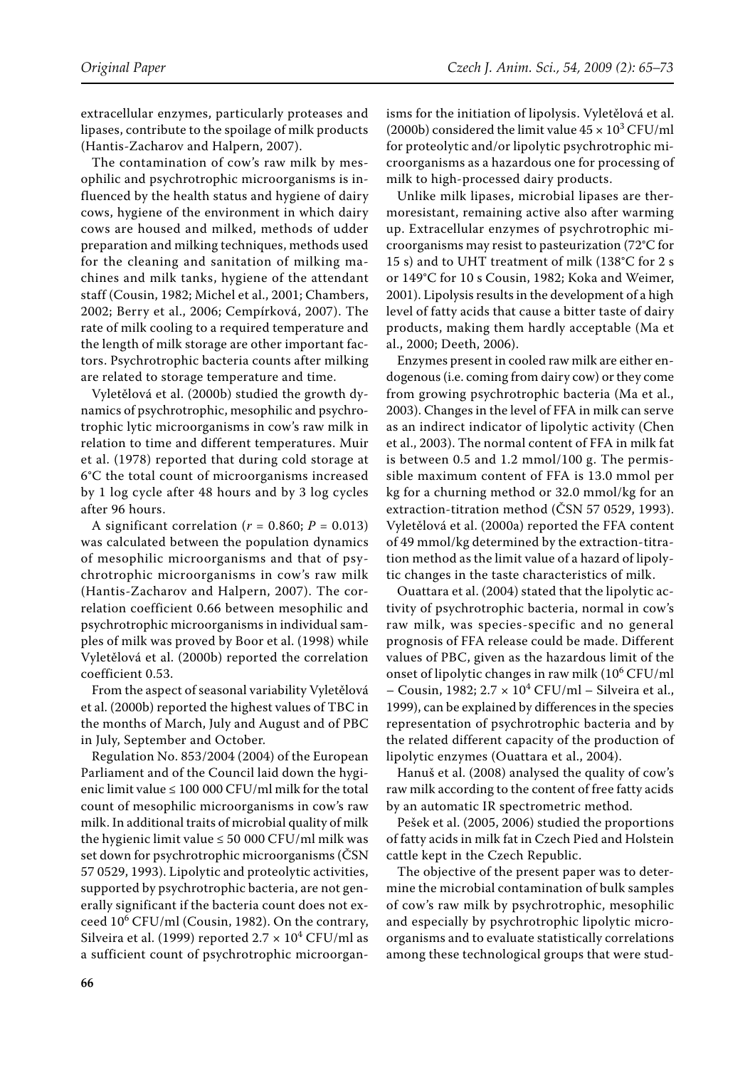extracellular enzymes, particularly proteases and lipases, contribute to the spoilage of milk products (Hantis-Zacharov and Halpern, 2007).

The contamination of cow's raw milk by mesophilic and psychrotrophic microorganisms is influenced by the health status and hygiene of dairy cows, hygiene of the environment in which dairy cows are housed and milked, methods of udder preparation and milking techniques, methods used for the cleaning and sanitation of milking machines and milk tanks, hygiene of the attendant staff (Cousin, 1982; Michel et al., 2001; Chambers, 2002; Berry et al., 2006; Cempírková, 2007). The rate of milk cooling to a required temperature and the length of milk storage are other important factors. Psychrotrophic bacteria counts after milking are related to storage temperature and time.

Vyletělová et al. (2000b) studied the growth dynamics of psychrotrophic, mesophilic and psychrotrophic lytic microorganisms in cow's raw milk in relation to time and different temperatures. Muir et al. (1978) reported that during cold storage at 6°C the total count of microorganisms increased by 1 log cycle after 48 hours and by 3 log cycles after 96 hours.

A significant correlation ($r = 0.860$; $P = 0.013$) was calculated between the population dynamics of mesophilic microorganisms and that of psychrotrophic microorganisms in cow's raw milk (Hantis-Zacharov and Halpern, 2007). The correlation coefficient 0.66 between mesophilic and psychrotrophic microorganisms in individual samples of milk was proved by Boor et al. (1998) while Vyletělová et al. (2000b) reported the correlation coefficient 0.53.

From the aspect of seasonal variability Vyletělová et al. (2000b) reported the highest values of TBC in the months of March, July and August and of PBC in July, September and October.

Regulation No. 853/2004 (2004) of the European Parliament and of the Council laid down the hygienic limit value ≤ 100 000 CFU/ml milk for the total count of mesophilic microorganisms in cow's raw milk. In additional traits of microbial quality of milk the hygienic limit value ≤ 50 000 CFU/ml milk was set down for psychrotrophic microorganisms (ČSN 57 0529, 1993). Lipolytic and proteolytic activities, supported by psychrotrophic bacteria, are not generally significant if the bacteria count does not exceed $10^6$ CFU/ml (Cousin, 1982). On the contrary, Silveira et al. (1999) reported $2.7 \times 10^4$ CFU/ml as a sufficient count of psychrotrophic microorganisms for the initiation of lipolysis. Vyletělová et al. (2000b) considered the limit value $45 \times 10^3$ CFU/ml for proteolytic and/or lipolytic psychrotrophic microorganisms as a hazardous one for processing of milk to high-processed dairy products.

Unlike milk lipases, microbial lipases are thermoresistant, remaining active also after warming up. Extracellular enzymes of psychrotrophic microorganisms may resist to pasteurization (72°C for 15 s) and to UHT treatment of milk (138°C for 2 s or 149°C for 10 s Cousin, 1982; Koka and Weimer, 2001). Lipolysis results in the development of a high level of fatty acids that cause a bitter taste of dairy products, making them hardly acceptable (Ma et al., 2000; Deeth, 2006).

Enzymes present in cooled raw milk are either endogenous (i.e. coming from dairy cow) or they come from growing psychrotrophic bacteria (Ma et al., 2003). Changes in the level of FFA in milk can serve as an indirect indicator of lipolytic activity (Chen et al., 2003). The normal content of FFA in milk fat is between 0.5 and 1.2 mmol/100 g. The permissible maximum content of FFA is 13.0 mmol per kg for a churning method or 32.0 mmol/kg for an extraction-titration method (ČSN 57 0529, 1993). Vyletělová et al. (2000a) reported the FFA content of 49 mmol/kg determined by the extraction-titration method as the limit value of a hazard of lipolytic changes in the taste characteristics of milk.

Ouattara et al. (2004) stated that the lipolytic activity of psychrotrophic bacteria, normal in cow's raw milk, was species-specific and no general prognosis of FFA release could be made. Different values of PBC, given as the hazardous limit of the onset of lipolytic changes in raw milk ($10^6$ CFU/ml – Cousin, 1982; $2.7 \times 10^4$ CFU/ml – Silveira et al., 1999), can be explained by differences in the species representation of psychrotrophic bacteria and by the related different capacity of the production of lipolytic enzymes (Ouattara et al., 2004).

Hanuš et al. (2008) analysed the quality of cow's raw milk according to the content of free fatty acids by an automatic IR spectrometric method.

Pešek et al. (2005, 2006) studied the proportions of fatty acids in milk fat in Czech Pied and Holstein cattle kept in the Czech Republic.

The objective of the present paper was to determine the microbial contamination of bulk samples of cow's raw milk by psychrotrophic, mesophilic and especially by psychrotrophic lipolytic microorganisms and to evaluate statistically correlations among these technological groups that were stud-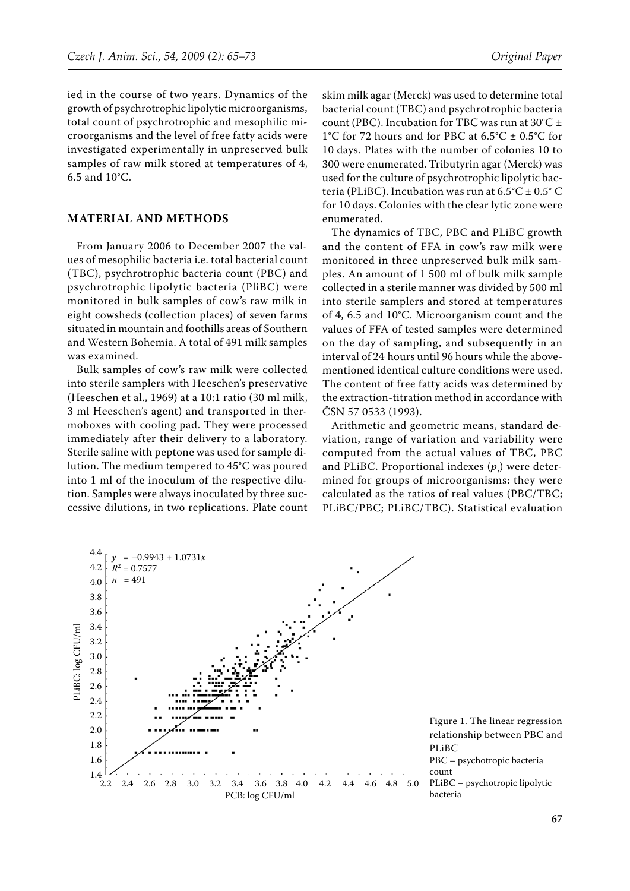ied in the course of two years. Dynamics of the growth of psychrotrophic lipolytic microorganisms, total count of psychrotrophic and mesophilic microorganisms and the level of free fatty acids were investigated experimentally in unpreserved bulk samples of raw milk stored at temperatures of 4, 6.5 and 10°C.

## MATERIAL AND METHODS

From January 2006 to December 2007 the values of mesophilic bacteria i.e. total bacterial count (TBC), psychrotrophic bacteria count (PBC) and psychrotrophic lipolytic bacteria (PliBC) were monitored in bulk samples of cow's raw milk in eight cowsheds (collection places) of seven farms situated in mountain and foothills areas of Southern and Western Bohemia. A total of 491 milk samples was examined.

Bulk samples of cow's raw milk were collected into sterile samplers with Heeschen's preservative (Heeschen et al., 1969) at a 10:1 ratio (30 ml milk, 3 ml Heeschen's agent) and transported in thermoboxes with cooling pad. They were processed immediately after their delivery to a laboratory. Sterile saline with peptone was used for sample dilution. The medium tempered to 45°C was poured into 1 ml of the inoculum of the respective dilution. Samples were always inoculated by three successive dilutions, in two replications. Plate count skim milk agar (Merck) was used to determine total bacterial count (TBC) and psychrotrophic bacteria count (PBC). Incubation for TBC was run at 30°C ± 1°C for 72 hours and for PBC at 6.5°C ± 0.5°C for 10 days. Plates with the number of colonies 10 to 300 were enumerated. Tributyrin agar (Merck) was used for the culture of psychrotrophic lipolytic bacteria (PLiBC). Incubation was run at 6.5°C ± 0.5° C for 10 days. Colonies with the clear lytic zone were enumerated.

The dynamics of TBC, PBC and PLiBC growth and the content of FFA in cow's raw milk were monitored in three unpreserved bulk milk samples. An amount of 1 500 ml of bulk milk sample collected in a sterile manner was divided by 500 ml into sterile samplers and stored at temperatures of 4, 6.5 and 10°C. Microorganism count and the values of FFA of tested samples were determined on the day of sampling, and subsequently in an interval of 24 hours until 96 hours while the above-mentioned identical culture conditions were used. The content of free fatty acids was determined by the extraction-titration method in accordance with ČSN 57 0533 (1993).

Arithmetic and geometric means, standard deviation, range of variation and variability were computed from the actual values of TBC, PBC and PLiBC. Proportional indexes ($p_i$) were determined for groups of microorganisms: they were calculated as the ratios of real values (PBC/TBC; PLiBC/PBC; PLiBC/TBC). Statistical evaluation

$y = -0.9943 + 1.0731x$
$R^2 = 0.7577$
$n = 491$

Figure 1. The linear regression relationship between PBC and PLiBC
PBC – psychotropic bacteria count
PLiBC – psychotropic lipolytic bacteria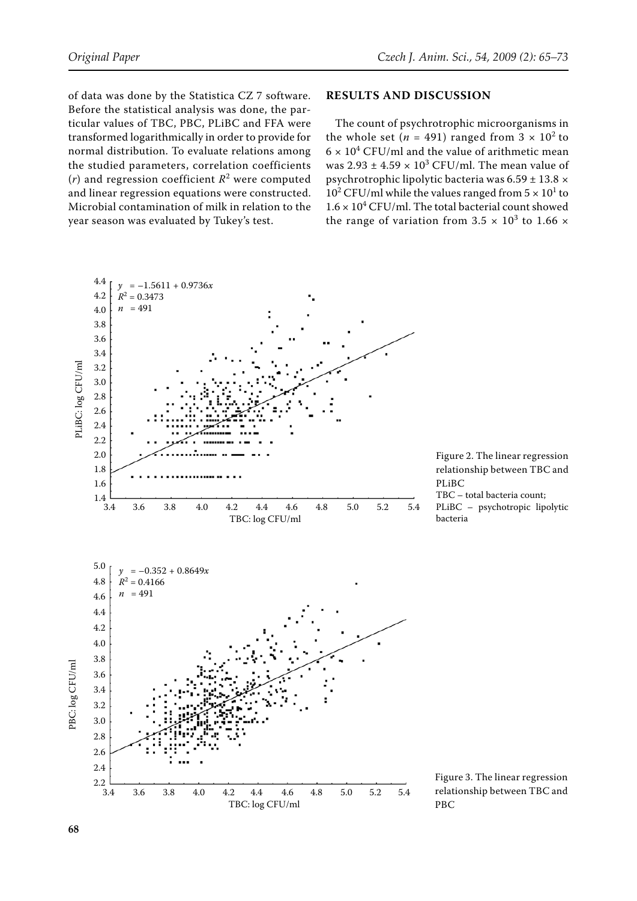of data was done by the Statistica CZ 7 software. Before the statistical analysis was done, the particular values of TBC, PBC, PLiBC and FFA were transformed logarithmically in order to provide for normal distribution. To evaluate relations among the studied parameters, correlation coefficients ($r$) and regression coefficient $R^2$ were computed and linear regression equations were constructed. Microbial contamination of milk in relation to the year season was evaluated by Tukey's test.

## RESULTS AND DISCUSSION

The count of psychrotrophic microorganisms in the whole set ($n$ = 491) ranged from $3 \times 10^2$ to $6 \times 10^4$ CFU/ml and the value of arithmetic mean was $2.93 \pm 4.59 \times 10^3$ CFU/ml. The mean value of psychrotrophic lipolytic bacteria was $6.59 \pm 13.8 \times 10^2$ CFU/ml while the values ranged from $5 \times 10^1$ to $1.6 \times 10^4$ CFU/ml. The total bacterial count showed the range of variation from $3.5 \times 10^3$ to $1.66 \times$

$y = -1.5611 + 0.9736x$, $R^2 = 0.3473$, $n = 491$

Figure 2. The linear regression relationship between TBC and PLiBC

TBC – total bacteria count; PLiBC – psychotropic lipolytic bacteria

$y = -0.352 + 0.8649x$, $R^2 = 0.4166$, $n = 491$

Figure 3. The linear regression relationship between TBC and PBC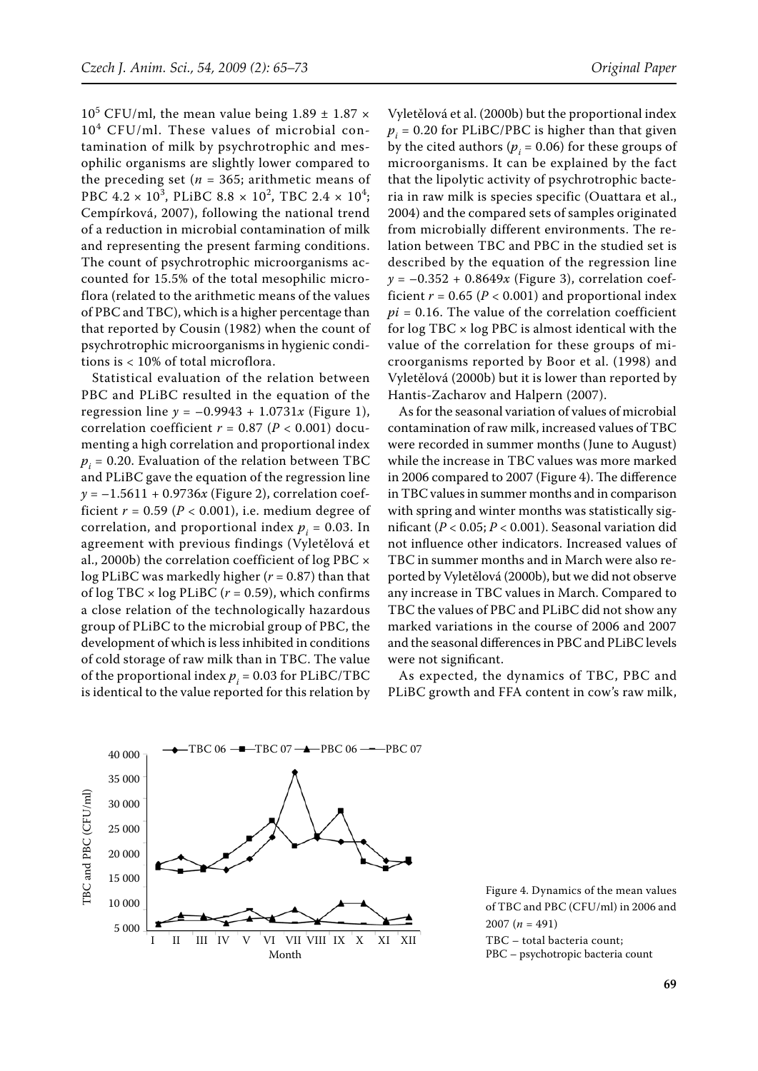$10^5$ CFU/ml, the mean value being $1.89 \pm 1.87 \times 10^4$ CFU/ml. These values of microbial contamination of milk by psychrotrophic and mesophilic organisms are slightly lower compared to the preceding set ($n$ = 365; arithmetic means of PBC $4.2 \times 10^3$, PLiBC $8.8 \times 10^2$, TBC $2.4 \times 10^4$; Cempírková, 2007), following the national trend of a reduction in microbial contamination of milk and representing the present farming conditions. The count of psychrotrophic microorganisms accounted for 15.5% of the total mesophilic microflora (related to the arithmetic means of the values of PBC and TBC), which is a higher percentage than that reported by Cousin (1982) when the count of psychrotrophic microorganisms in hygienic conditions is < 10% of total microflora.

Statistical evaluation of the relation between PBC and PLiBC resulted in the equation of the regression line $y = -0.9943 + 1.0731x$ (Figure 1), correlation coefficient $r = 0.87$ ($P < 0.001$) documenting a high correlation and proportional index $p_i = 0.20$. Evaluation of the relation between TBC and PLiBC gave the equation of the regression line $y = -1.5611 + 0.9736x$ (Figure 2), correlation coefficient $r = 0.59$ ($P < 0.001$), i.e. medium degree of correlation, and proportional index $p_i = 0.03$. In agreement with previous findings (Vyletělová et al., 2000b) the correlation coefficient of log PBC × log PLiBC was markedly higher ($r = 0.87$) than that of log TBC × log PLiBC ($r = 0.59$), which confirms a close relation of the technologically hazardous group of PLiBC to the microbial group of PBC, the development of which is less inhibited in conditions of cold storage of raw milk than in TBC. The value of the proportional index $p_i = 0.03$ for PLiBC/TBC is identical to the value reported for this relation by Vyletělová et al. (2000b) but the proportional index $p_i = 0.20$ for PLiBC/PBC is higher than that given by the cited authors ($p_i = 0.06$) for these groups of microorganisms. It can be explained by the fact that the lipolytic activity of psychrotrophic bacteria in raw milk is species specific (Ouattara et al., 2004) and the compared sets of samples originated from microbially different environments. The relation between TBC and PBC in the studied set is described by the equation of the regression line $y = -0.352 + 0.8649x$ (Figure 3), correlation coefficient $r = 0.65$ ($P < 0.001$) and proportional index $pi = 0.16$. The value of the correlation coefficient for log TBC × log PBC is almost identical with the value of the correlation for these groups of microorganisms reported by Boor et al. (1998) and Vyletělová (2000b) but it is lower than reported by Hantis-Zacharov and Halpern (2007).

As for the seasonal variation of values of microbial contamination of raw milk, increased values of TBC were recorded in summer months (June to August) while the increase in TBC values was more marked in 2006 compared to 2007 (Figure 4). The difference in TBC values in summer months and in comparison with spring and winter months was statistically significant ($P < 0.05$; $P < 0.001$). Seasonal variation did not influence other indicators. Increased values of TBC in summer months and in March were also reported by Vyletělová (2000b), but we did not observe any increase in TBC values in March. Compared to TBC the values of PBC and PLiBC did not show any marked variations in the course of 2006 and 2007 and the seasonal differences in PBC and PLiBC levels were not significant.

As expected, the dynamics of TBC, PBC and PLiBC growth and FFA content in cow's raw milk,

Figure 4. Dynamics of the mean values of TBC and PBC (CFU/ml) in 2006 and 2007 ($n$ = 491)
TBC – total bacteria count;
PBC – psychotropic bacteria count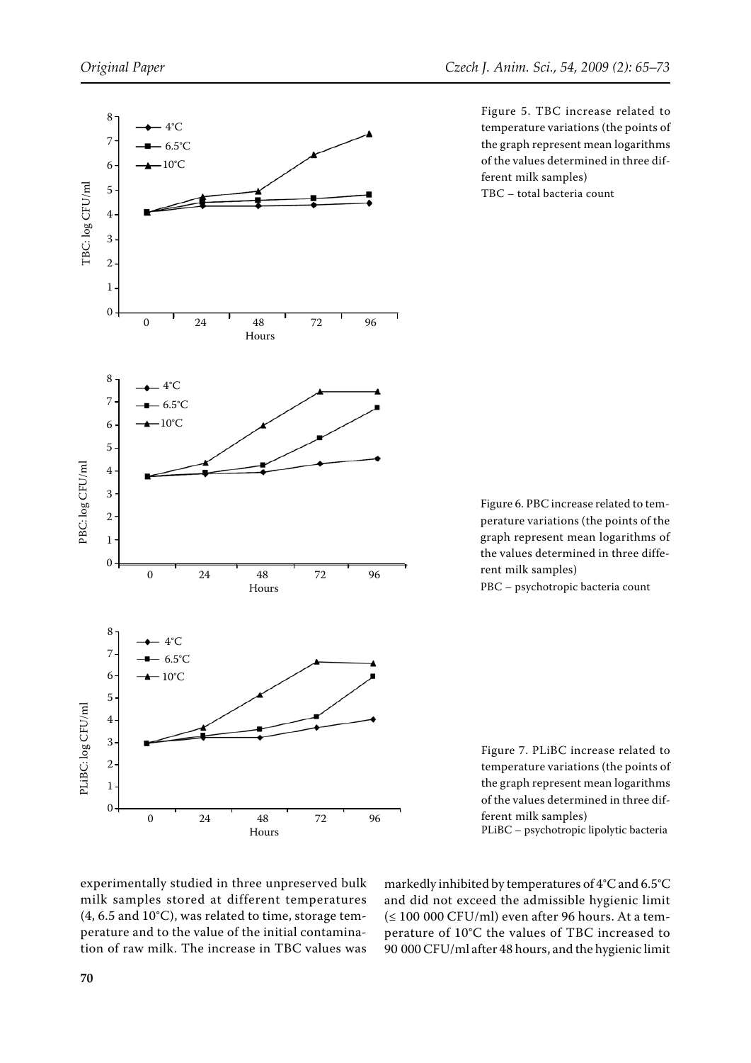Figure 5. TBC increase related to temperature variations (the points of the graph represent mean logarithms of the values determined in three different milk samples)

TBC – total bacteria count

Figure 6. PBC increase related to temperature variations (the points of the graph represent mean logarithms of the values determined in three different milk samples)

PBC – psychotropic bacteria count

Figure 7. PLiBC increase related to temperature variations (the points of the graph represent mean logarithms of the values determined in three different milk samples)

PLiBC – psychotropic lipolytic bacteria

experimentally studied in three unpreserved bulk milk samples stored at different temperatures (4, 6.5 and 10°C), was related to time, storage temperature and to the value of the initial contamination of raw milk. The increase in TBC values was markedly inhibited by temperatures of 4°C and 6.5°C and did not exceed the admissible hygienic limit (≤ 100 000 CFU/ml) even after 96 hours. At a temperature of 10°C the values of TBC increased to 90 000 CFU/ml after 48 hours, and the hygienic limit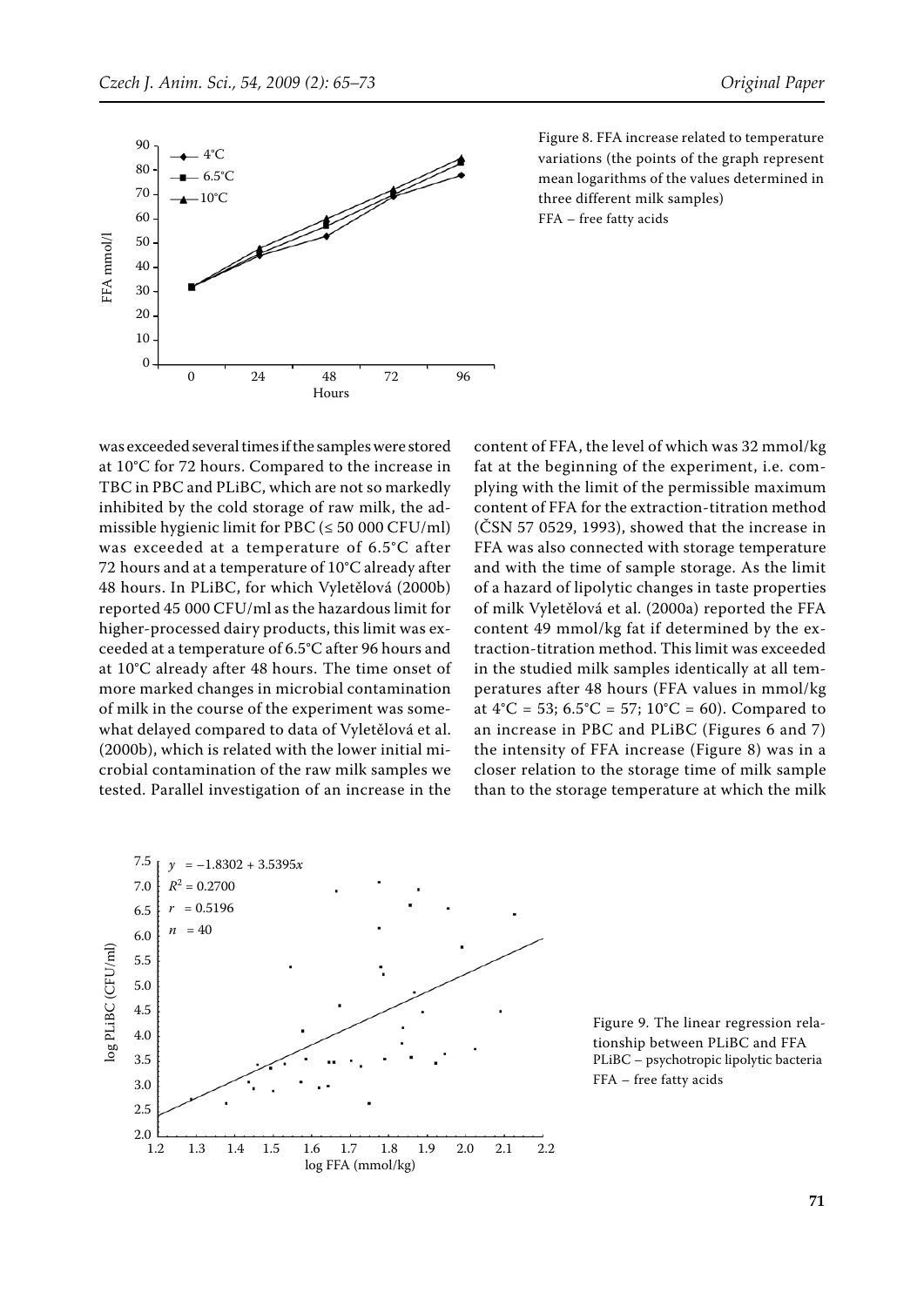Figure 8. FFA increase related to temperature variations (the points of the graph represent mean logarithms of the values determined in three different milk samples)
FFA – free fatty acids

was exceeded several times if the samples were stored at 10°C for 72 hours. Compared to the increase in TBC in PBC and PLiBC, which are not so markedly inhibited by the cold storage of raw milk, the admissible hygienic limit for PBC (≤ 50 000 CFU/ml) was exceeded at a temperature of 6.5°C after 72 hours and at a temperature of 10°C already after 48 hours. In PLiBC, for which Vyletělová (2000b) reported 45 000 CFU/ml as the hazardous limit for higher-processed dairy products, this limit was exceeded at a temperature of 6.5°C after 96 hours and at 10°C already after 48 hours. The time onset of more marked changes in microbial contamination of milk in the course of the experiment was somewhat delayed compared to data of Vyletělová et al. (2000b), which is related with the lower initial microbial contamination of the raw milk samples we tested. Parallel investigation of an increase in the content of FFA, the level of which was 32 mmol/kg fat at the beginning of the experiment, i.e. complying with the limit of the permissible maximum content of FFA for the extraction-titration method (ČSN 57 0529, 1993), showed that the increase in FFA was also connected with storage temperature and with the time of sample storage. As the limit of a hazard of lipolytic changes in taste properties of milk Vyletělová et al. (2000a) reported the FFA content 49 mmol/kg fat if determined by the extraction-titration method. This limit was exceeded in the studied milk samples identically at all temperatures after 48 hours (FFA values in mmol/kg at 4°C = 53; 6.5°C = 57; 10°C = 60). Compared to an increase in PBC and PLiBC (Figures 6 and 7) the intensity of FFA increase (Figure 8) was in a closer relation to the storage time of milk sample than to the storage temperature at which the milk

Figure 9. The linear regression relationship between PLiBC and FFA
PLiBC – psychotropic lipolytic bacteria
FFA – free fatty acids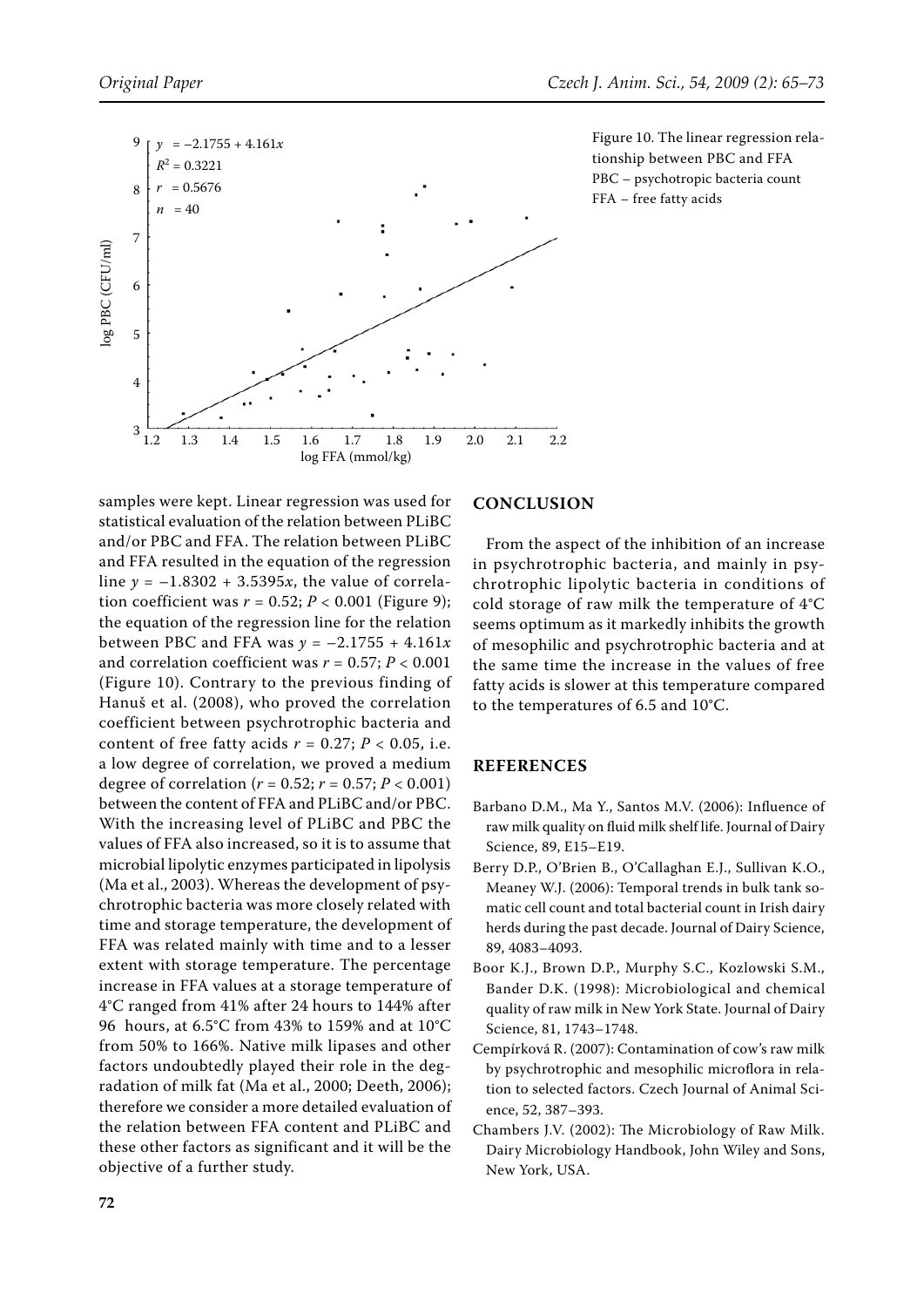Figure 10. The linear regression relationship between PBC and FFA
PBC – psychotropic bacteria count
FFA – free fatty acids

samples were kept. Linear regression was used for statistical evaluation of the relation between PLiBC and/or PBC and FFA. The relation between PLiBC and FFA resulted in the equation of the regression line $y = -1.8302 + 3.5395x$, the value of correlation coefficient was $r = 0.52$; $P < 0.001$ (Figure 9); the equation of the regression line for the relation between PBC and FFA was $y = -2.1755 + 4.161x$ and correlation coefficient was $r = 0.57$; $P < 0.001$ (Figure 10). Contrary to the previous finding of Hanuš et al. (2008), who proved the correlation coefficient between psychrotrophic bacteria and content of free fatty acids $r = 0.27$; $P < 0.05$, i.e. a low degree of correlation, we proved a medium degree of correlation ($r = 0.52$; $r = 0.57$; $P < 0.001$) between the content of FFA and PLiBC and/or PBC. With the increasing level of PLiBC and PBC the values of FFA also increased, so it is to assume that microbial lipolytic enzymes participated in lipolysis (Ma et al., 2003). Whereas the development of psychrotrophic bacteria was more closely related with time and storage temperature, the development of FFA was related mainly with time and to a lesser extent with storage temperature. The percentage increase in FFA values at a storage temperature of 4°C ranged from 41% after 24 hours to 144% after 96 hours, at 6.5°C from 43% to 159% and at 10°C from 50% to 166%. Native milk lipases and other factors undoubtedly played their role in the degradation of milk fat (Ma et al., 2000; Deeth, 2006); therefore we consider a more detailed evaluation of the relation between FFA content and PLiBC and these other factors as significant and it will be the objective of a further study.

## CONCLUSION

From the aspect of the inhibition of an increase in psychrotrophic bacteria, and mainly in psychrotrophic lipolytic bacteria in conditions of cold storage of raw milk the temperature of 4°C seems optimum as it markedly inhibits the growth of mesophilic and psychrotrophic bacteria and at the same time the increase in the values of free fatty acids is slower at this temperature compared to the temperatures of 6.5 and 10°C.

## REFERENCES

Barbano D.M., Ma Y., Santos M.V. (2006): Influence of raw milk quality on fluid milk shelf life. Journal of Dairy Science, 89, E15–E19.

Berry D.P., O'Brien B., O'Callaghan E.J., Sullivan K.O., Meaney W.J. (2006): Temporal trends in bulk tank somatic cell count and total bacterial count in Irish dairy herds during the past decade. Journal of Dairy Science, 89, 4083–4093.

Boor K.J., Brown D.P., Murphy S.C., Kozlowski S.M., Bander D.K. (1998): Microbiological and chemical quality of raw milk in New York State. Journal of Dairy Science, 81, 1743–1748.

Cempírková R. (2007): Contamination of cow's raw milk by psychrotrophic and mesophilic microflora in relation to selected factors. Czech Journal of Animal Science, 52, 387–393.

Chambers J.V. (2002): The Microbiology of Raw Milk. Dairy Microbiology Handbook, John Wiley and Sons, New York, USA.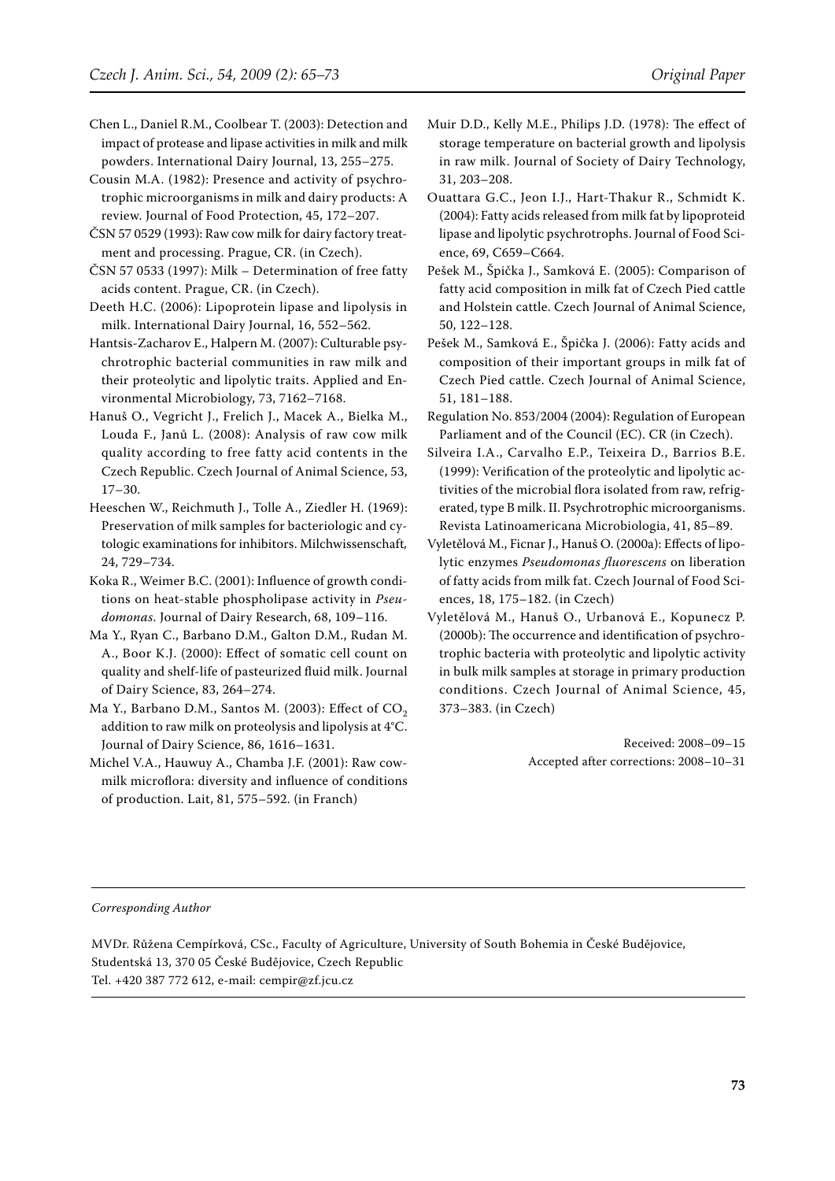Chen L., Daniel R.M., Coolbear T. (2003): Detection and impact of protease and lipase activities in milk and milk powders. International Dairy Journal, 13, 255–275.

Cousin M.A. (1982): Presence and activity of psychrotrophic microorganisms in milk and dairy products: A review. Journal of Food Protection, 45, 172–207.

ČSN 57 0529 (1993): Raw cow milk for dairy factory treatment and processing. Prague, CR. (in Czech).

ČSN 57 0533 (1997): Milk – Determination of free fatty acids content. Prague, CR. (in Czech).

Deeth H.C. (2006): Lipoprotein lipase and lipolysis in milk. International Dairy Journal, 16, 552–562.

Hantsis-Zacharov E., Halpern M. (2007): Culturable psychrotrophic bacterial communities in raw milk and their proteolytic and lipolytic traits. Applied and Environmental Microbiology, 73, 7162–7168.

Hanuš O., Vegricht J., Frelich J., Macek A., Bielka M., Louda F., Janů L. (2008): Analysis of raw cow milk quality according to free fatty acid contents in the Czech Republic. Czech Journal of Animal Science, 53, 17–30.

Heeschen W., Reichmuth J., Tolle A., Ziedler H. (1969): Preservation of milk samples for bacteriologic and cytologic examinations for inhibitors. Milchwissenschaft, 24, 729–734.

Koka R., Weimer B.C. (2001): Influence of growth conditions on heat-stable phospholipase activity in *Pseudomonas*. Journal of Dairy Research, 68, 109–116.

Ma Y., Ryan C., Barbano D.M., Galton D.M., Rudan M. A., Boor K.J. (2000): Effect of somatic cell count on quality and shelf-life of pasteurized fluid milk. Journal of Dairy Science, 83, 264–274.

Ma Y., Barbano D.M., Santos M. (2003): Effect of $CO_2$ addition to raw milk on proteolysis and lipolysis at 4°C. Journal of Dairy Science, 86, 1616–1631.

Michel V.A., Hauwuy A., Chamba J.F. (2001): Raw cowmilk microflora: diversity and influence of conditions of production. Lait, 81, 575–592. (in Franch)

Muir D.D., Kelly M.E., Philips J.D. (1978): The effect of storage temperature on bacterial growth and lipolysis in raw milk. Journal of Society of Dairy Technology, 31, 203–208.

Ouattara G.C., Jeon I.J., Hart-Thakur R., Schmidt K. (2004): Fatty acids released from milk fat by lipoproteid lipase and lipolytic psychrotrophs. Journal of Food Science, 69, C659–C664.

Pešek M., Špička J., Samková E. (2005): Comparison of fatty acid composition in milk fat of Czech Pied cattle and Holstein cattle. Czech Journal of Animal Science, 50, 122–128.

Pešek M., Samková E., Špička J. (2006): Fatty acids and composition of their important groups in milk fat of Czech Pied cattle. Czech Journal of Animal Science, 51, 181–188.

Regulation No. 853/2004 (2004): Regulation of European Parliament and of the Council (EC). CR (in Czech).

Silveira I.A., Carvalho E.P., Teixeira D., Barrios B.E. (1999): Verification of the proteolytic and lipolytic activities of the microbial flora isolated from raw, refrigerated, type B milk. II. Psychrotrophic microorganisms. Revista Latinoamericana Microbiologia, 41, 85–89.

Vyletělová M., Ficnar J., Hanuš O. (2000a): Effects of lipolytic enzymes *Pseudomonas fluorescens* on liberation of fatty acids from milk fat. Czech Journal of Food Sciences, 18, 175–182. (in Czech)

Vyletělová M., Hanuš O., Urbanová E., Kopunecz P. (2000b): The occurrence and identification of psychrotrophic bacteria with proteolytic and lipolytic activity in bulk milk samples at storage in primary production conditions. Czech Journal of Animal Science, 45, 373–383. (in Czech)

Received: 2008–09–15
Accepted after corrections: 2008–10–31

*Corresponding Author*

MVDr. Růžena Cempírková, CSc., Faculty of Agriculture, University of South Bohemia in České Budějovice, Studentská 13, 370 05 České Budějovice, Czech Republic
Tel. +420 387 772 612, e-mail: cempir@zf.jcu.cz